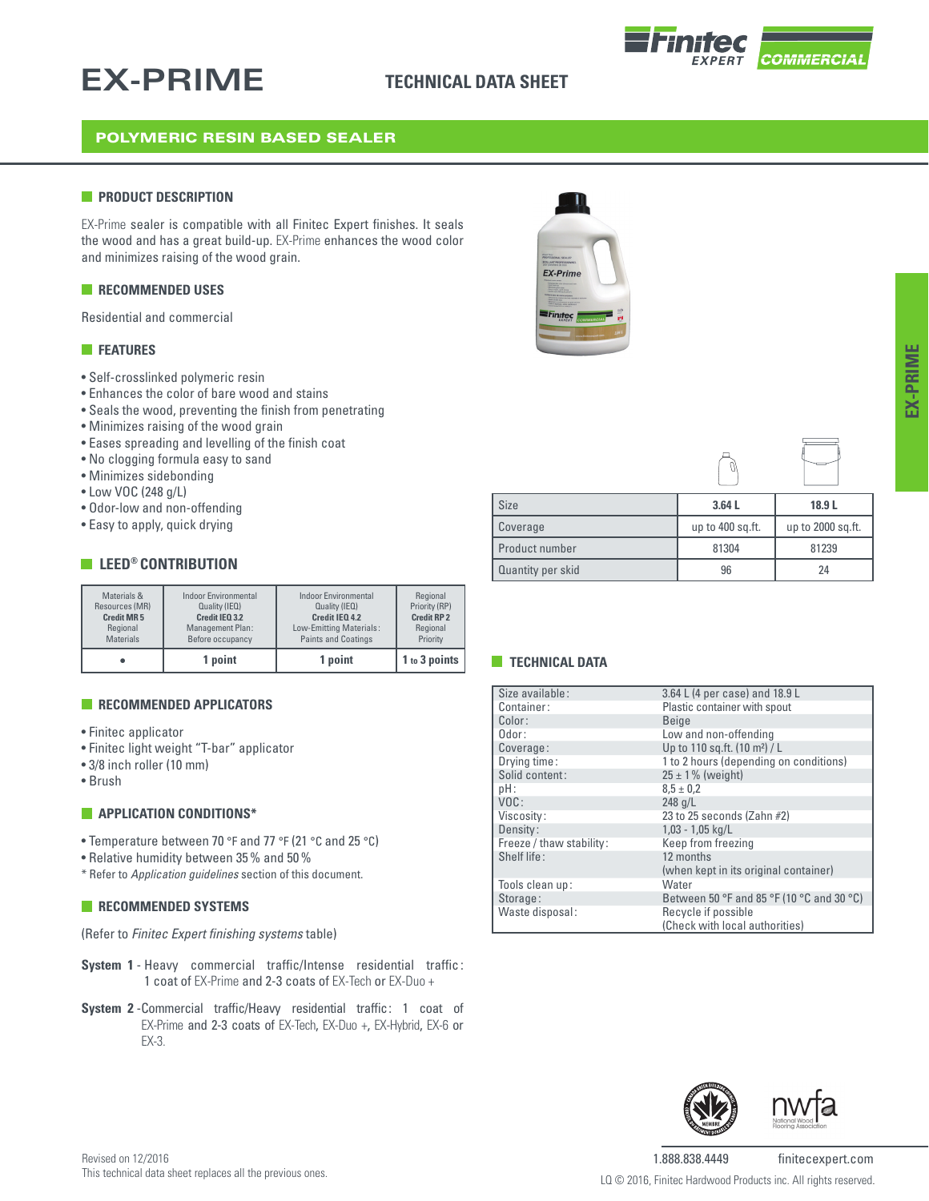# EX-PRIME

## TECHNICAL DATA SHEET

## POLYMERIC RESIN BASED SEALER

### PRODUCT DESCRIPTION

EX-Prime sealer is compatible with all Finitec Expert finishes. It seals the wood and has a great build-up. EX-Prime enhances the wood color and minimizes raising of the wood grain.

### RECOMMENDED USES

Residential and commercial

### FEATURES

- Self-crosslinked polymeric resin
- Enhances the color of bare wood and stains
- Seals the wood, preventing the finish from penetrating
- Minimizes raising of the wood grain
- Eases spreading and levelling of the finish coat
- No clogging formula easy to sand
- Minimizes sidebonding
- Low VOC (248 g/L)
- Odor-low and non-offending
- Easy to apply, quick drying

### LEED® CONTRIBUTION

| Materials & Resources (MR) **Credit MR 5** Regional Materials | Indoor Environmental Quality (IEQ) **Credit IEQ 3.2** Management Plan: Before occupancy | Indoor Environmental Quality (IEQ) **Credit IEQ 4.2** Low-Emitting Materials: Paints and Coatings | Regional Priority (RP) **Credit RP 2** Regional Priority |
|---|---|---|---|
| • | **1 point** | **1 point** | **1 to 3 points** |

### RECOMMENDED APPLICATORS

- Finitec applicator
- Finitec light weight "T-bar" applicator
- 3/8 inch roller (10 mm)
- Brush

### APPLICATION CONDITIONS*

- Temperature between 70 °F and 77 °F (21 °C and 25 °C)
- Relative humidity between 35 % and 50 %

\* Refer to *Application guidelines* section of this document.

### RECOMMENDED SYSTEMS

(Refer to *Finitec Expert finishing systems* table)

**System 1** - Heavy commercial traffic/Intense residential traffic: 1 coat of EX-Prime and 2-3 coats of EX-Tech or EX-Duo +

**System 2** -Commercial traffic/Heavy residential traffic: 1 coat of EX-Prime and 2-3 coats of EX-Tech, EX-Duo +, EX-Hybrid, EX-6 or EX-3.

| Size | 3.64 L | 18.9 L |
|---|---|---|
| Coverage | up to 400 sq.ft. | up to 2000 sq.ft. |
| Product number | 81304 | 81239 |
| Quantity per skid | 96 | 24 |

### TECHNICAL DATA

| | |
|---|---|
| Size available: | 3.64 L (4 per case) and 18.9 L |
| Container: | Plastic container with spout |
| Color: | Beige |
| Odor: | Low and non-offending |
| Coverage: | Up to 110 sq.ft. (10 m²) / L |
| Drying time: | 1 to 2 hours (depending on conditions) |
| Solid content: | 25 ± 1 % (weight) |
| pH: | 8,5 ± 0,2 |
| VOC: | 248 g/L |
| Viscosity: | 23 to 25 seconds (Zahn #2) |
| Density: | 1,03 - 1,05 kg/L |
| Freeze / thaw stability: | Keep from freezing |
| Shelf life: | 12 months (when kept in its original container) |
| Tools clean up: | Water |
| Storage: | Between 50 °F and 85 °F (10 °C and 30 °C) |
| Waste disposal: | Recycle if possible (Check with local authorities) |

Revised on 12/2016
This technical data sheet replaces all the previous ones.

1.888.838.4449 finitecexpert.com

LQ © 2016, Finitec Hardwood Products inc. All rights reserved.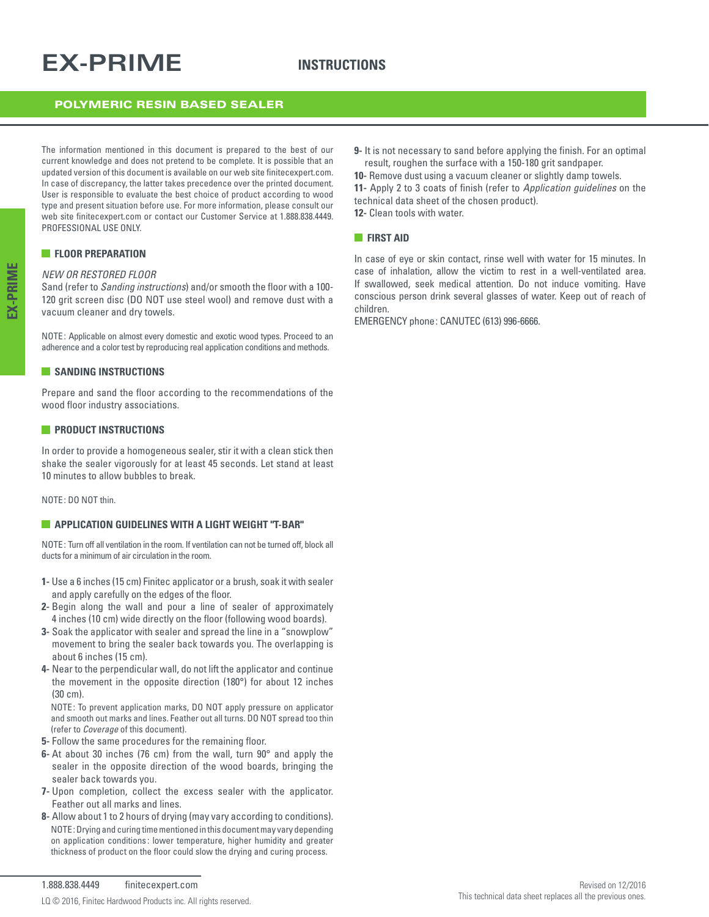// EX-PRIME

# EX-PRIME

## INSTRUCTIONS

**POLYMERIC RESIN BASED SEALER**

The information mentioned in this document is prepared to the best of our current knowledge and does not pretend to be complete. It is possible that an updated version of this document is available on our web site finitecexpert.com. In case of discrepancy, the latter takes precedence over the printed document. User is responsible to evaluate the best choice of product according to wood type and present situation before use. For more information, please consult our web site finitecexpert.com or contact our Customer Service at 1.888.838.4449. PROFESSIONAL USE ONLY.

### FLOOR PREPARATION

*NEW OR RESTORED FLOOR*

Sand (refer to *Sanding instructions*) and/or smooth the floor with a 100-120 grit screen disc (DO NOT use steel wool) and remove dust with a vacuum cleaner and dry towels.

NOTE: Applicable on almost every domestic and exotic wood types. Proceed to an adherence and a color test by reproducing real application conditions and methods.

### SANDING INSTRUCTIONS

Prepare and sand the floor according to the recommendations of the wood floor industry associations.

### PRODUCT INSTRUCTIONS

In order to provide a homogeneous sealer, stir it with a clean stick then shake the sealer vigorously for at least 45 seconds. Let stand at least 10 minutes to allow bubbles to break.

NOTE: DO NOT thin.

### APPLICATION GUIDELINES WITH A LIGHT WEIGHT "T-BAR"

NOTE: Turn off all ventilation in the room. If ventilation can not be turned off, block all ducts for a minimum of air circulation in the room.

1- Use a 6 inches (15 cm) Finitec applicator or a brush, soak it with sealer and apply carefully on the edges of the floor.
2- Begin along the wall and pour a line of sealer of approximately 4 inches (10 cm) wide directly on the floor (following wood boards).
3- Soak the applicator with sealer and spread the line in a "snowplow" movement to bring the sealer back towards you. The overlapping is about 6 inches (15 cm).
4- Near to the perpendicular wall, do not lift the applicator and continue the movement in the opposite direction (180°) for about 12 inches (30 cm).
   NOTE: To prevent application marks, DO NOT apply pressure on applicator and smooth out marks and lines. Feather out all turns. DO NOT spread too thin (refer to *Coverage* of this document).
5- Follow the same procedures for the remaining floor.
6- At about 30 inches (76 cm) from the wall, turn 90° and apply the sealer in the opposite direction of the wood boards, bringing the sealer back towards you.
7- Upon completion, collect the excess sealer with the applicator. Feather out all marks and lines.
8- Allow about 1 to 2 hours of drying (may vary according to conditions).
   NOTE: Drying and curing time mentioned in this document may vary depending on application conditions: lower temperature, higher humidity and greater thickness of product on the floor could slow the drying and curing process.
9- It is not necessary to sand before applying the finish. For an optimal result, roughen the surface with a 150-180 grit sandpaper.
10- Remove dust using a vacuum cleaner or slightly damp towels.
11- Apply 2 to 3 coats of finish (refer to *Application guidelines* on the technical data sheet of the chosen product).
12- Clean tools with water.

### FIRST AID

In case of eye or skin contact, rinse well with water for 15 minutes. In case of inhalation, allow the victim to rest in a well-ventilated area. If swallowed, seek medical attention. Do not induce vomiting. Have conscious person drink several glasses of water. Keep out of reach of children.

EMERGENCY phone: CANUTEC (613) 996-6666.

1.888.838.4449 finitecexpert.com

LQ © 2016, Finitec Hardwood Products inc. All rights reserved.

Revised on 12/2016
This technical data sheet replaces all the previous ones.